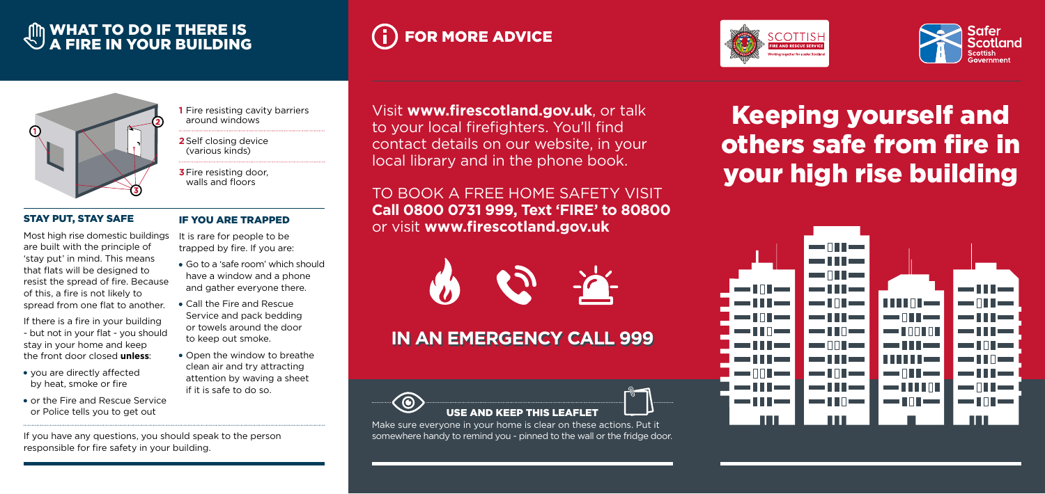# WHAT TO DO IF THERE IS A FIRE IN YOUR BUILDING

1 Fire resisting cavity barriers around windows

2 Self closing device (various kinds)

3 Fire resisting door, walls and floors

## STAY PUT, STAY SAFE

Most high rise domestic buildings are built with the principle of 'stay put' in mind. This means that flats will be designed to resist the spread of fire. Because of this, a fire is not likely to spread from one flat to another.

If there is a fire in your building - but not in your flat - you should stay in your home and keep the front door closed **unless**:

- you are directly affected by heat, smoke or fire
- or the Fire and Rescue Service or Police tells you to get out

## IF YOU ARE TRAPPED

It is rare for people to be trapped by fire. If you are:

- Go to a 'safe room' which should have a window and a phone and gather everyone there.
- Call the Fire and Rescue Service and pack bedding or towels around the door to keep out smoke.
- Open the window to breathe clean air and try attracting attention by waving a sheet if it is safe to do so.

If you have any questions, you should speak to the person responsible for fire safety in your building.

# FOR MORE ADVICE

Visit **www.firescotland.gov.uk**, or talk to your local firefighters. You'll find contact details on our website, in your local library and in the phone book.

TO BOOK A FREE HOME SAFETY VISIT **Call 0800 0731 999, Text 'FIRE' to 80800** or visit **www.firescotland.gov.uk**

## IN AN EMERGENCY CALL 999

### USE AND KEEP THIS LEAFLET

Make sure everyone in your home is clear on these actions. Put it somewhere handy to remind you - pinned to the wall or the fridge door.

SCOTTISH FIRE AND RESCUE SERVICE
Working together for a safer Scotland

Safer Scotland
Scottish Government

# Keeping yourself and others safe from fire in your high rise building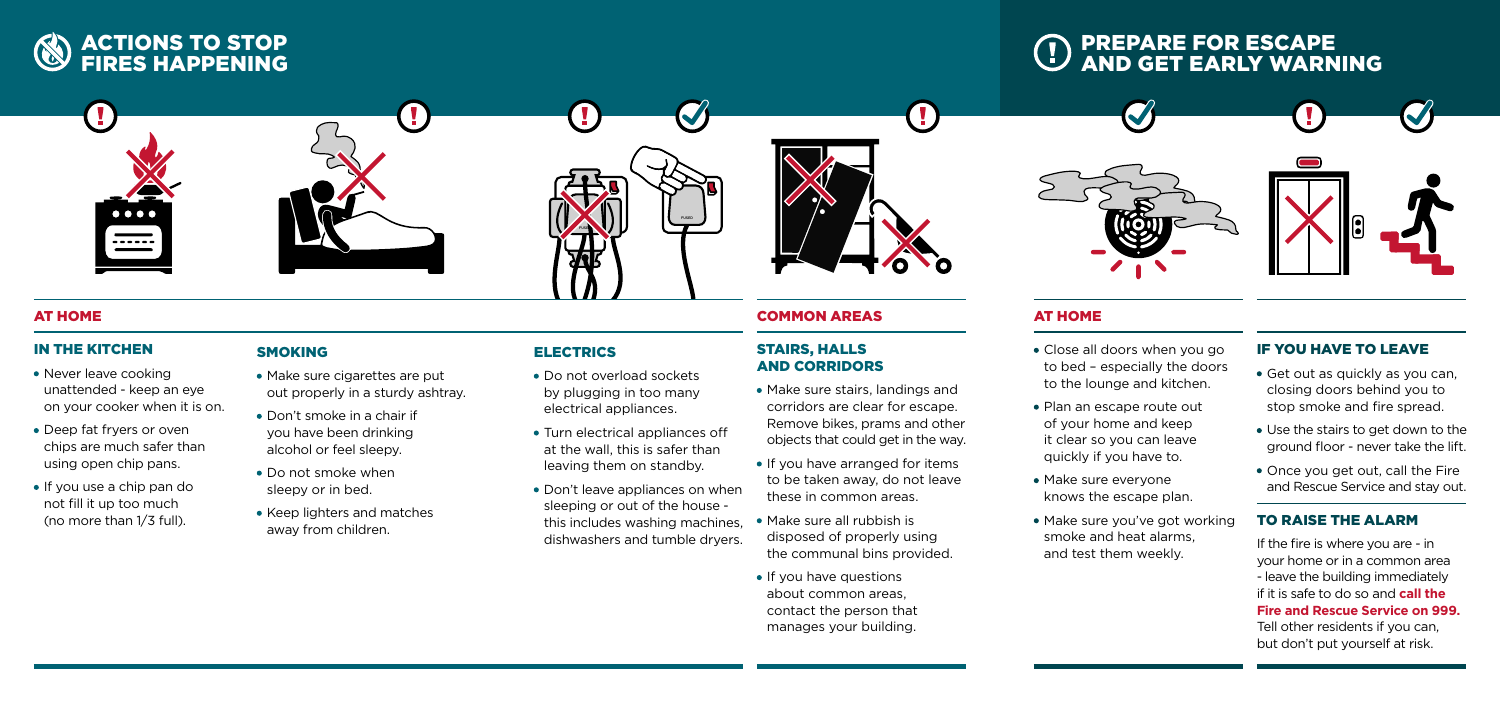# ACTIONS TO STOP FIRES HAPPENING

## AT HOME

### IN THE KITCHEN

- Never leave cooking unattended - keep an eye on your cooker when it is on.
- Deep fat fryers or oven chips are much safer than using open chip pans.
- If you use a chip pan do not fill it up too much (no more than 1/3 full).

### SMOKING

- Make sure cigarettes are put out properly in a sturdy ashtray.
- Don't smoke in a chair if you have been drinking alcohol or feel sleepy.
- Do not smoke when sleepy or in bed.
- Keep lighters and matches away from children.

### ELECTRICS

- Do not overload sockets by plugging in too many electrical appliances.
- Turn electrical appliances off at the wall, this is safer than leaving them on standby.
- Don't leave appliances on when sleeping or out of the house - this includes washing machines, dishwashers and tumble dryers.

## COMMON AREAS

### STAIRS, HALLS AND CORRIDORS

- Make sure stairs, landings and corridors are clear for escape. Remove bikes, prams and other objects that could get in the way.
- If you have arranged for items to be taken away, do not leave these in common areas.
- Make sure all rubbish is disposed of properly using the communal bins provided.
- If you have questions about common areas, contact the person that manages your building.

# PREPARE FOR ESCAPE AND GET EARLY WARNING

## AT HOME

- Close all doors when you go to bed – especially the doors to the lounge and kitchen.
- Plan an escape route out of your home and keep it clear so you can leave quickly if you have to.
- Make sure everyone knows the escape plan.
- Make sure you've got working smoke and heat alarms, and test them weekly.

### IF YOU HAVE TO LEAVE

- Get out as quickly as you can, closing doors behind you to stop smoke and fire spread.
- Use the stairs to get down to the ground floor - never take the lift.
- Once you get out, call the Fire and Rescue Service and stay out.

### TO RAISE THE ALARM

If the fire is where you are - in your home or in a common area - leave the building immediately if it is safe to do so and **call the Fire and Rescue Service on 999.** Tell other residents if you can, but don't put yourself at risk.